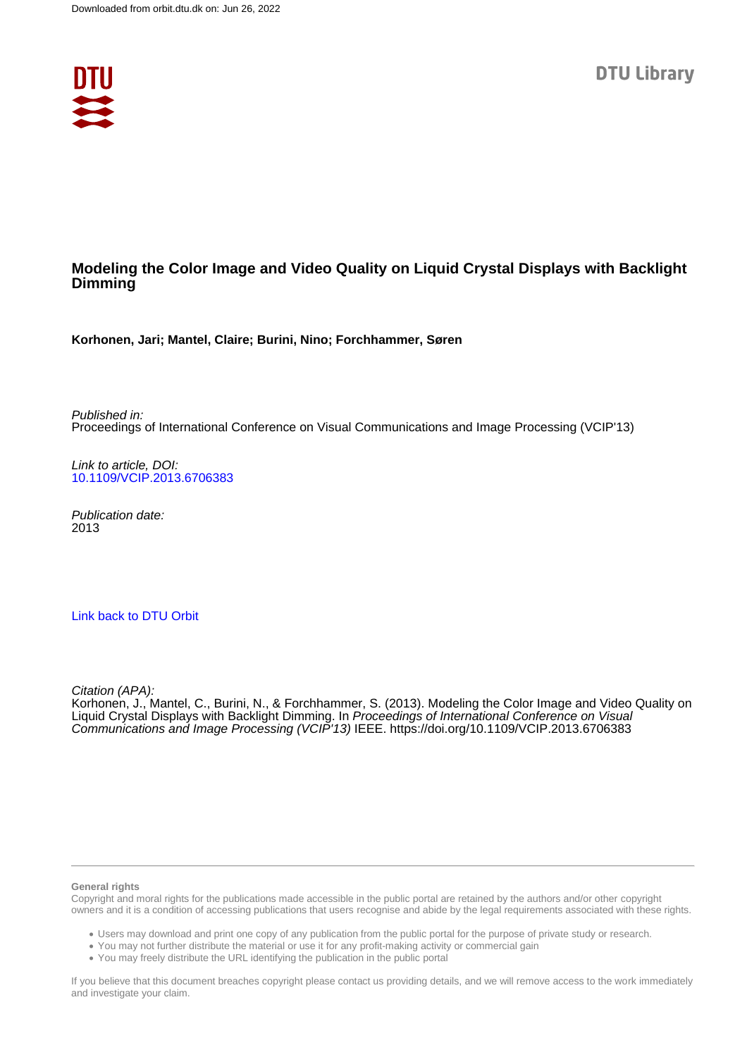Downloaded from orbit.dtu.dk on: Jun 26, 2022

DTU Library

# Modeling the Color Image and Video Quality on Liquid Crystal Displays with Backlight Dimming

**Korhonen, Jari; Mantel, Claire; Burini, Nino; Forchhammer, Søren**

*Published in:*
Proceedings of International Conference on Visual Communications and Image Processing (VCIP'13)

*Link to article, DOI:*
10.1109/VCIP.2013.6706383

*Publication date:*
2013

Link back to DTU Orbit

*Citation (APA):*
Korhonen, J., Mantel, C., Burini, N., & Forchhammer, S. (2013). Modeling the Color Image and Video Quality on Liquid Crystal Displays with Backlight Dimming. In *Proceedings of International Conference on Visual Communications and Image Processing (VCIP'13)* IEEE. https://doi.org/10.1109/VCIP.2013.6706383

**General rights**

Copyright and moral rights for the publications made accessible in the public portal are retained by the authors and/or other copyright owners and it is a condition of accessing publications that users recognise and abide by the legal requirements associated with these rights.

- Users may download and print one copy of any publication from the public portal for the purpose of private study or research.
- You may not further distribute the material or use it for any profit-making activity or commercial gain
- You may freely distribute the URL identifying the publication in the public portal

If you believe that this document breaches copyright please contact us providing details, and we will remove access to the work immediately and investigate your claim.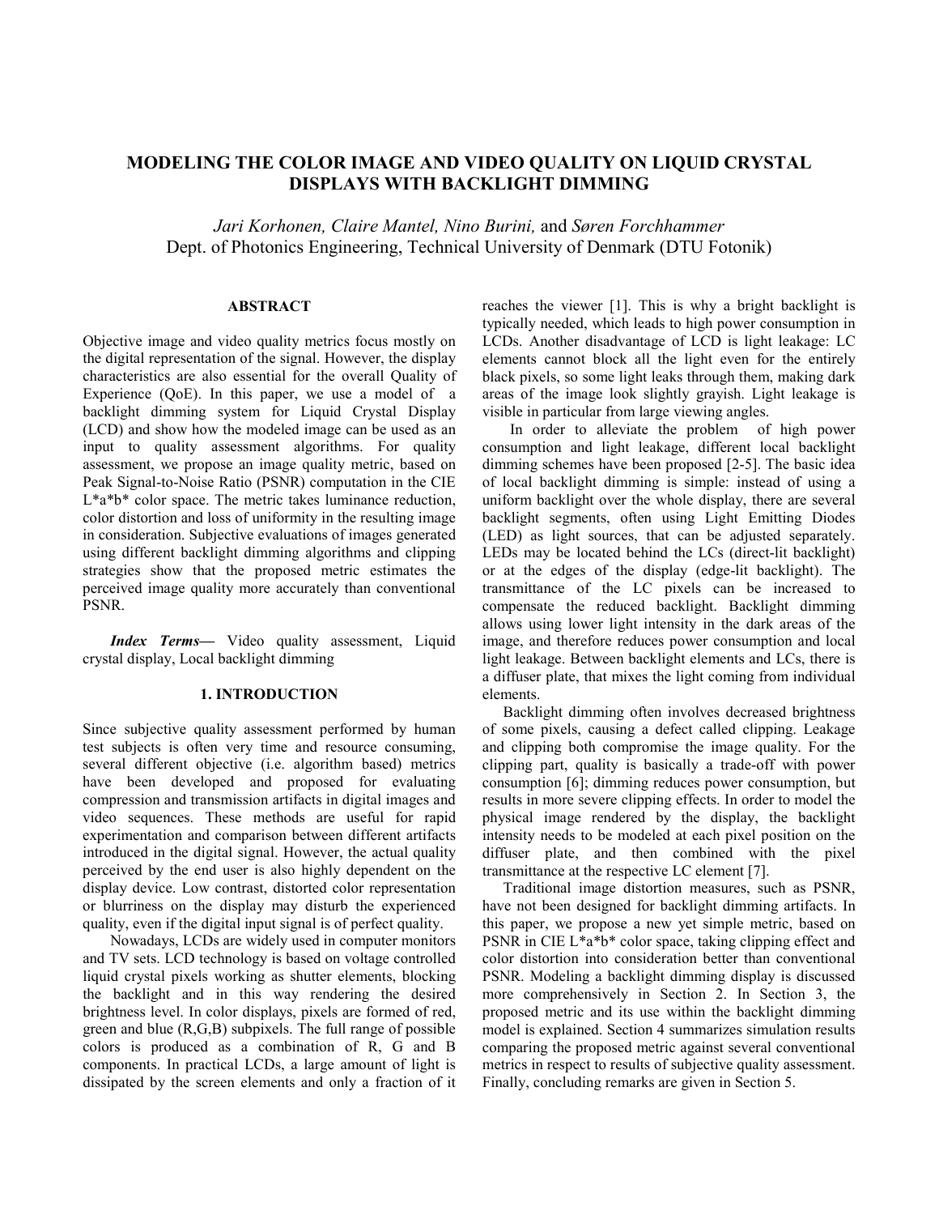# MODELING THE COLOR IMAGE AND VIDEO QUALITY ON LIQUID CRYSTAL DISPLAYS WITH BACKLIGHT DIMMING

*Jari Korhonen, Claire Mantel, Nino Burini,* and *Søren Forchhammer*
Dept. of Photonics Engineering, Technical University of Denmark (DTU Fotonik)

## ABSTRACT

Objective image and video quality metrics focus mostly on the digital representation of the signal. However, the display characteristics are also essential for the overall Quality of Experience (QoE). In this paper, we use a model of a backlight dimming system for Liquid Crystal Display (LCD) and show how the modeled image can be used as an input to quality assessment algorithms. For quality assessment, we propose an image quality metric, based on Peak Signal-to-Noise Ratio (PSNR) computation in the CIE L*a*b* color space. The metric takes luminance reduction, color distortion and loss of uniformity in the resulting image in consideration. Subjective evaluations of images generated using different backlight dimming algorithms and clipping strategies show that the proposed metric estimates the perceived image quality more accurately than conventional PSNR.

***Index Terms*****—** Video quality assessment, Liquid crystal display, Local backlight dimming

## 1. INTRODUCTION

Since subjective quality assessment performed by human test subjects is often very time and resource consuming, several different objective (i.e. algorithm based) metrics have been developed and proposed for evaluating compression and transmission artifacts in digital images and video sequences. These methods are useful for rapid experimentation and comparison between different artifacts introduced in the digital signal. However, the actual quality perceived by the end user is also highly dependent on the display device. Low contrast, distorted color representation or blurriness on the display may disturb the experienced quality, even if the digital input signal is of perfect quality.

Nowadays, LCDs are widely used in computer monitors and TV sets. LCD technology is based on voltage controlled liquid crystal pixels working as shutter elements, blocking the backlight and in this way rendering the desired brightness level. In color displays, pixels are formed of red, green and blue (R,G,B) subpixels. The full range of possible colors is produced as a combination of R, G and B components. In practical LCDs, a large amount of light is dissipated by the screen elements and only a fraction of it reaches the viewer [1]. This is why a bright backlight is typically needed, which leads to high power consumption in LCDs. Another disadvantage of LCD is light leakage: LC elements cannot block all the light even for the entirely black pixels, so some light leaks through them, making dark areas of the image look slightly grayish. Light leakage is visible in particular from large viewing angles.

In order to alleviate the problem of high power consumption and light leakage, different local backlight dimming schemes have been proposed [2-5]. The basic idea of local backlight dimming is simple: instead of using a uniform backlight over the whole display, there are several backlight segments, often using Light Emitting Diodes (LED) as light sources, that can be adjusted separately. LEDs may be located behind the LCs (direct-lit backlight) or at the edges of the display (edge-lit backlight). The transmittance of the LC pixels can be increased to compensate the reduced backlight. Backlight dimming allows using lower light intensity in the dark areas of the image, and therefore reduces power consumption and local light leakage. Between backlight elements and LCs, there is a diffuser plate, that mixes the light coming from individual elements.

Backlight dimming often involves decreased brightness of some pixels, causing a defect called clipping. Leakage and clipping both compromise the image quality. For the clipping part, quality is basically a trade-off with power consumption [6]; dimming reduces power consumption, but results in more severe clipping effects. In order to model the physical image rendered by the display, the backlight intensity needs to be modeled at each pixel position on the diffuser plate, and then combined with the pixel transmittance at the respective LC element [7].

Traditional image distortion measures, such as PSNR, have not been designed for backlight dimming artifacts. In this paper, we propose a new yet simple metric, based on PSNR in CIE L*a*b* color space, taking clipping effect and color distortion into consideration better than conventional PSNR. Modeling a backlight dimming display is discussed more comprehensively in Section 2. In Section 3, the proposed metric and its use within the backlight dimming model is explained. Section 4 summarizes simulation results comparing the proposed metric against several conventional metrics in respect to results of subjective quality assessment. Finally, concluding remarks are given in Section 5.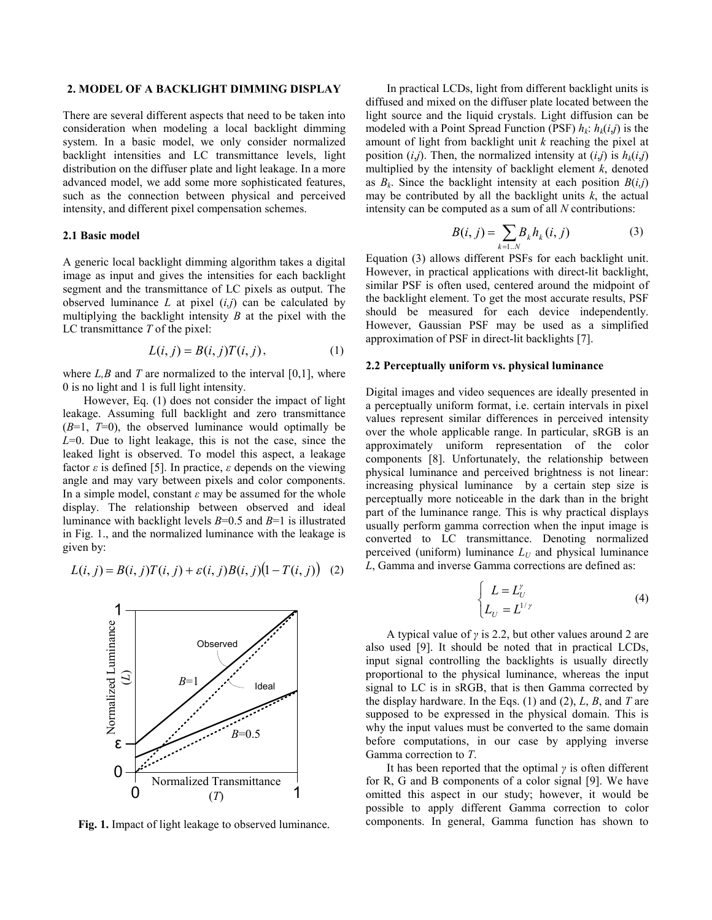## 2. MODEL OF A BACKLIGHT DIMMING DISPLAY

There are several different aspects that need to be taken into consideration when modeling a local backlight dimming system. In a basic model, we only consider normalized backlight intensities and LC transmittance levels, light distribution on the diffuser plate and light leakage. In a more advanced model, we add some more sophisticated features, such as the connection between physical and perceived intensity, and different pixel compensation schemes.

### 2.1 Basic model

A generic local backlight dimming algorithm takes a digital image as input and gives the intensities for each backlight segment and the transmittance of LC pixels as output. The observed luminance $L$ at pixel $(i,j)$ can be calculated by multiplying the backlight intensity $B$ at the pixel with the LC transmittance $T$ of the pixel:

$$L(i,j) = B(i,j)T(i,j), \tag{1}$$

where $L,B$ and $T$ are normalized to the interval [0,1], where 0 is no light and 1 is full light intensity.

However, Eq. (1) does not consider the impact of light leakage. Assuming full backlight and zero transmittance ($B$=1, $T$=0), the observed luminance would optimally be $L$=0. Due to light leakage, this is not the case, since the leaked light is observed. To model this aspect, a leakage factor $\varepsilon$ is defined [5]. In practice, $\varepsilon$ depends on the viewing angle and may vary between pixels and color components. In a simple model, constant $\varepsilon$ may be assumed for the whole display. The relationship between observed and ideal luminance with backlight levels $B$=0.5 and $B$=1 is illustrated in Fig. 1., and the normalized luminance with the leakage is given by:

$$L(i,j) = B(i,j)T(i,j) + \varepsilon(i,j)B(i,j)\big(1 - T(i,j)\big) \tag{2}$$

**Fig. 1.** Impact of light leakage to observed luminance.

In practical LCDs, light from different backlight units is diffused and mixed on the diffuser plate located between the light source and the liquid crystals. Light diffusion can be modeled with a Point Spread Function (PSF) $h_k$: $h_k(i,j)$ is the amount of light from backlight unit $k$ reaching the pixel at position $(i,j)$. Then, the normalized intensity at $(i,j)$ is $h_k(i,j)$ multiplied by the intensity of backlight element $k$, denoted as $B_k$. Since the backlight intensity at each position $B(i,j)$ may be contributed by all the backlight units $k$, the actual intensity can be computed as a sum of all $N$ contributions:

$$B(i,j) = \sum_{k=1..N} B_k h_k(i,j) \tag{3}$$

Equation (3) allows different PSFs for each backlight unit. However, in practical applications with direct-lit backlight, similar PSF is often used, centered around the midpoint of the backlight element. To get the most accurate results, PSF should be measured for each device independently. However, Gaussian PSF may be used as a simplified approximation of PSF in direct-lit backlights [7].

### 2.2 Perceptually uniform vs. physical luminance

Digital images and video sequences are ideally presented in a perceptually uniform format, i.e. certain intervals in pixel values represent similar differences in perceived intensity over the whole applicable range. In particular, sRGB is an approximately uniform representation of the color components [8]. Unfortunately, the relationship between physical luminance and perceived brightness is not linear: increasing physical luminance by a certain step size is perceptually more noticeable in the dark than in the bright part of the luminance range. This is why practical displays usually perform gamma correction when the input image is converted to LC transmittance. Denoting normalized perceived (uniform) luminance $L_U$ and physical luminance $L$, Gamma and inverse Gamma corrections are defined as:

$$\begin{cases} L = L_U^{\gamma} \\ L_U = L^{1/\gamma} \end{cases} \tag{4}$$

A typical value of $\gamma$ is 2.2, but other values around 2 are also used [9]. It should be noted that in practical LCDs, input signal controlling the backlights is usually directly proportional to the physical luminance, whereas the input signal to LC is in sRGB, that is then Gamma corrected by the display hardware. In the Eqs. (1) and (2), $L$, $B$, and $T$ are supposed to be expressed in the physical domain. This is why the input values must be converted to the same domain before computations, in our case by applying inverse Gamma correction to $T$.

It has been reported that the optimal $\gamma$ is often different for R, G and B components of a color signal [9]. We have omitted this aspect in our study; however, it would be possible to apply different Gamma correction to color components. In general, Gamma function has shown to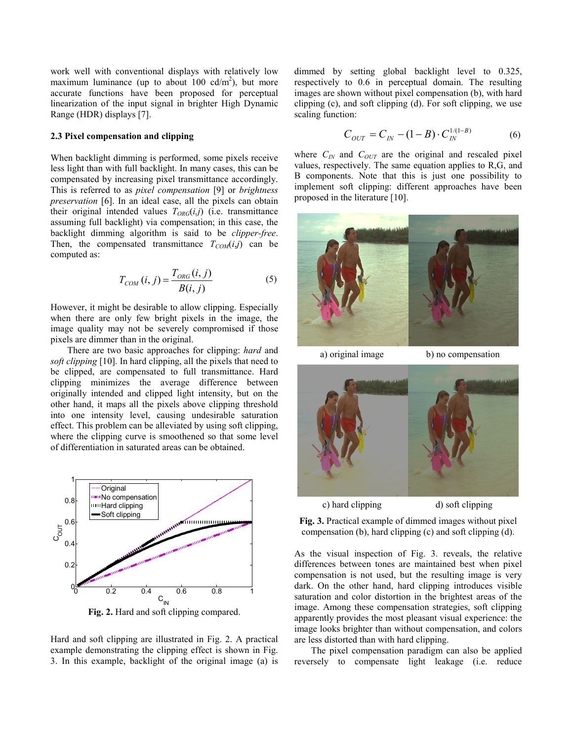work well with conventional displays with relatively low maximum luminance (up to about 100 cd/m$^2$), but more accurate functions have been proposed for perceptual linearization of the input signal in brighter High Dynamic Range (HDR) displays [7].

### 2.3 Pixel compensation and clipping

When backlight dimming is performed, some pixels receive less light than with full backlight. In many cases, this can be compensated by increasing pixel transmittance accordingly. This is referred to as *pixel compensation* [9] or *brightness preservation* [6]. In an ideal case, all the pixels can obtain their original intended values $T_{ORG}(i,j)$ (i.e. transmittance assuming full backlight) via compensation; in this case, the backlight dimming algorithm is said to be *clipper-free*. Then, the compensated transmittance $T_{COM}(i,j)$ can be computed as:

$$T_{COM}(i,j) = \frac{T_{ORG}(i,j)}{B(i,j)} \tag{5}$$

However, it might be desirable to allow clipping. Especially when there are only few bright pixels in the image, the image quality may not be severely compromised if those pixels are dimmer than in the original.

There are two basic approaches for clipping: *hard* and *soft clipping* [10]. In hard clipping, all the pixels that need to be clipped, are compensated to full transmittance. Hard clipping minimizes the average difference between originally intended and clipped light intensity, but on the other hand, it maps all the pixels above clipping threshold into one intensity level, causing undesirable saturation effect. This problem can be alleviated by using soft clipping, where the clipping curve is smoothened so that some level of differentiation in saturated areas can be obtained.

**Fig. 2.** Hard and soft clipping compared.

Hard and soft clipping are illustrated in Fig. 2. A practical example demonstrating the clipping effect is shown in Fig. 3. In this example, backlight of the original image (a) is dimmed by setting global backlight level to 0.325, respectively to 0.6 in perceptual domain. The resulting images are shown without pixel compensation (b), with hard clipping (c), and soft clipping (d). For soft clipping, we use scaling function:

$$C_{OUT} = C_{IN} - (1-B) \cdot C_{IN}^{1/(1-B)} \tag{6}$$

where $C_{IN}$ and $C_{OUT}$ are the original and rescaled pixel values, respectively. The same equation applies to R,G, and B components. Note that this is just one possibility to implement soft clipping: different approaches have been proposed in the literature [10].

a) original image b) no compensation

c) hard clipping d) soft clipping

**Fig. 3.** Practical example of dimmed images without pixel compensation (b), hard clipping (c) and soft clipping (d).

As the visual inspection of Fig. 3. reveals, the relative differences between tones are maintained best when pixel compensation is not used, but the resulting image is very dark. On the other hand, hard clipping introduces visible saturation and color distortion in the brightest areas of the image. Among these compensation strategies, soft clipping apparently provides the most pleasant visual experience: the image looks brighter than without compensation, and colors are less distorted than with hard clipping.

The pixel compensation paradigm can also be applied reversely to compensate light leakage (i.e. reduce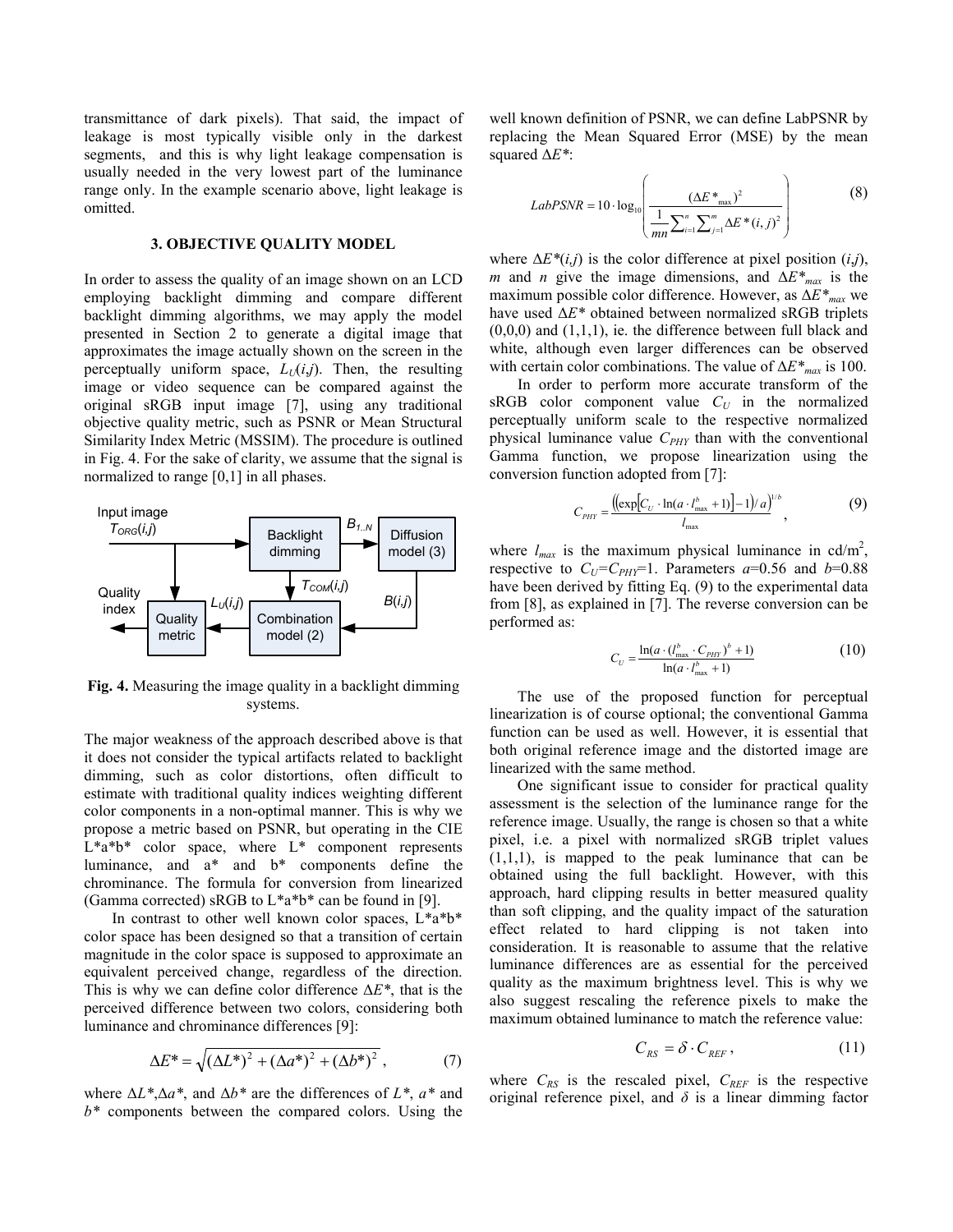transmittance of dark pixels). That said, the impact of leakage is most typically visible only in the darkest segments, and this is why light leakage compensation is usually needed in the very lowest part of the luminance range only. In the example scenario above, light leakage is omitted.

### 3. OBJECTIVE QUALITY MODEL

In order to assess the quality of an image shown on an LCD employing backlight dimming and compare different backlight dimming algorithms, we may apply the model presented in Section 2 to generate a digital image that approximates the image actually shown on the screen in the perceptually uniform space, $L_U(i,j)$. Then, the resulting image or video sequence can be compared against the original sRGB input image [7], using any traditional objective quality metric, such as PSNR or Mean Structural Similarity Index Metric (MSSIM). The procedure is outlined in Fig. 4. For the sake of clarity, we assume that the signal is normalized to range [0,1] in all phases.

**Fig. 4.** Measuring the image quality in a backlight dimming systems.

The major weakness of the approach described above is that it does not consider the typical artifacts related to backlight dimming, such as color distortions, often difficult to estimate with traditional quality indices weighting different color components in a non-optimal manner. This is why we propose a metric based on PSNR, but operating in the CIE L\*a\*b\* color space, where L\* component represents luminance, and a\* and b\* components define the chrominance. The formula for conversion from linearized (Gamma corrected) sRGB to L\*a\*b\* can be found in [9].

In contrast to other well known color spaces, L\*a\*b\* color space has been designed so that a transition of certain magnitude in the color space is supposed to approximate an equivalent perceived change, regardless of the direction. This is why we can define color difference $\Delta E^*$, that is the perceived difference between two colors, considering both luminance and chrominance differences [9]:

$$\Delta E^* = \sqrt{(\Delta L^*)^2 + (\Delta a^*)^2 + (\Delta b^*)^2}\,, \tag{7}$$

where $\Delta L^*$, $\Delta a^*$, and $\Delta b^*$ are the differences of $L^*$, $a^*$ and $b^*$ components between the compared colors. Using the well known definition of PSNR, we can define LabPSNR by replacing the Mean Squared Error (MSE) by the mean squared $\Delta E^*$:

$$LabPSNR = 10 \cdot \log_{10}\left( \frac{(\Delta E^*_{\max})^2}{\frac{1}{mn}\sum_{i=1}^{n}\sum_{j=1}^{m}\Delta E^*(i,j)^2} \right) \tag{8}$$

where $\Delta E^*(i,j)$ is the color difference at pixel position $(i,j)$, $m$ and $n$ give the image dimensions, and $\Delta E^*_{max}$ is the maximum possible color difference. However, as $\Delta E^*_{max}$ we have used $\Delta E^*$ obtained between normalized sRGB triplets (0,0,0) and (1,1,1), ie. the difference between full black and white, although even larger differences can be observed with certain color combinations. The value of $\Delta E^*_{max}$ is 100.

In order to perform more accurate transform of the sRGB color component value $C_U$ in the normalized perceptually uniform scale to the respective normalized physical luminance value $C_{PHY}$ than with the conventional Gamma function, we propose linearization using the conversion function adopted from [7]:

$$C_{PHY} = \frac{\left(\left(\exp\left[C_U \cdot \ln(a \cdot l_{\max}^b + 1)\right] - 1\right)/a\right)^{1/b}}{l_{\max}}\,, \tag{9}$$

where $l_{max}$ is the maximum physical luminance in cd/m$^2$, respective to $C_U$=$C_{PHY}$=1. Parameters $a$=0.56 and $b$=0.88 have been derived by fitting Eq. (9) to the experimental data from [8], as explained in [7]. The reverse conversion can be performed as:

$$C_U = \frac{\ln(a \cdot (l_{\max}^b \cdot C_{PHY})^b + 1)}{\ln(a \cdot l_{\max}^b + 1)} \tag{10}$$

The use of the proposed function for perceptual linearization is of course optional; the conventional Gamma function can be used as well. However, it is essential that both original reference image and the distorted image are linearized with the same method.

One significant issue to consider for practical quality assessment is the selection of the luminance range for the reference image. Usually, the range is chosen so that a white pixel, i.e. a pixel with normalized sRGB triplet values (1,1,1), is mapped to the peak luminance that can be obtained using the full backlight. However, with this approach, hard clipping results in better measured quality than soft clipping, and the quality impact of the saturation effect related to hard clipping is not taken into consideration. It is reasonable to assume that the relative luminance differences are as essential for the perceived quality as the maximum brightness level. This is why we also suggest rescaling the reference pixels to make the maximum obtained luminance to match the reference value:

$$C_{RS} = \delta \cdot C_{REF}\,, \tag{11}$$

where $C_{RS}$ is the rescaled pixel, $C_{REF}$ is the respective original reference pixel, and $\delta$ is a linear dimming factor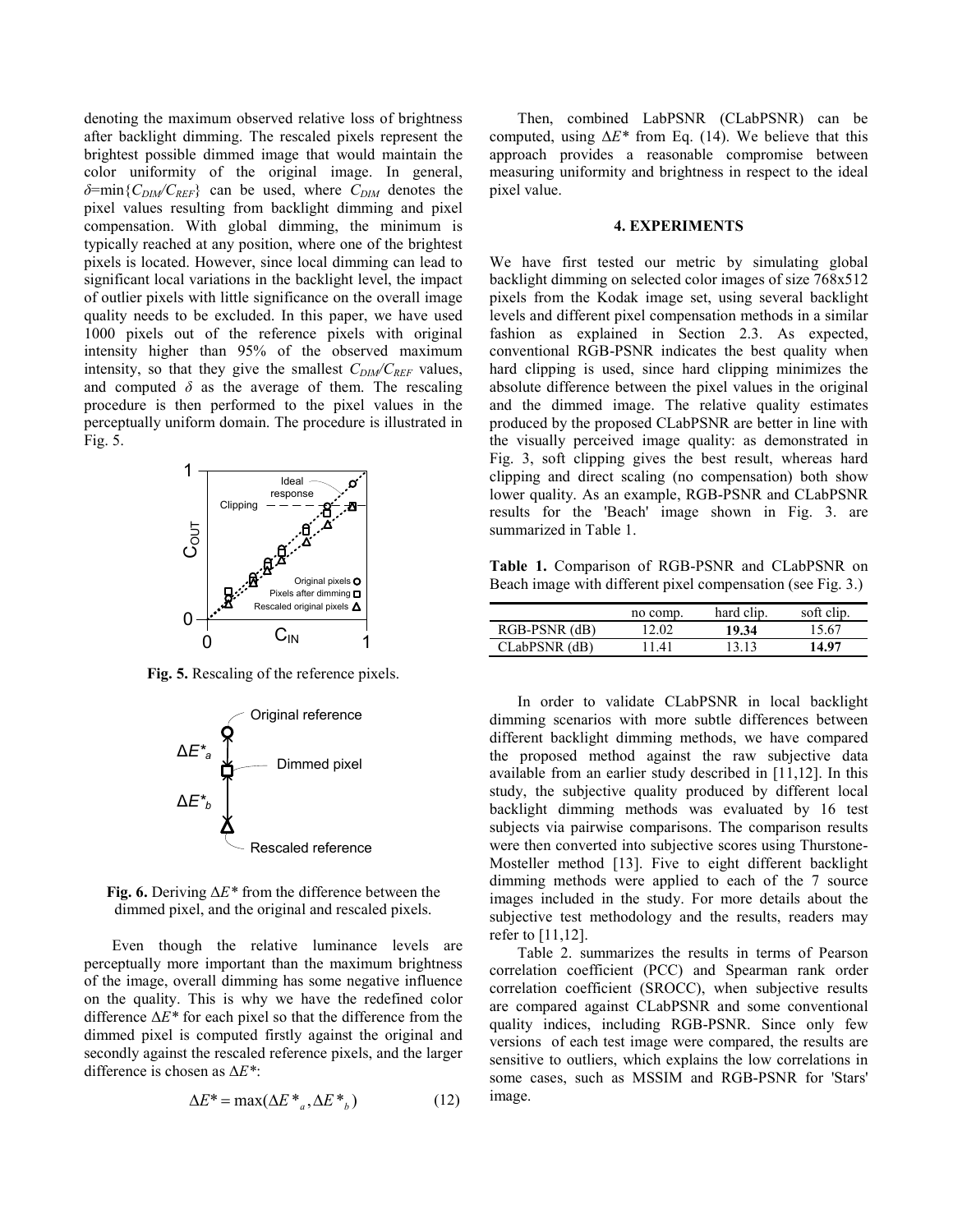denoting the maximum observed relative loss of brightness after backlight dimming. The rescaled pixels represent the brightest possible dimmed image that would maintain the color uniformity of the original image. In general, $\delta=\min\{C_{DIM}/C_{REF}\}$ can be used, where $C_{DIM}$ denotes the pixel values resulting from backlight dimming and pixel compensation. With global dimming, the minimum is typically reached at any position, where one of the brightest pixels is located. However, since local dimming can lead to significant local variations in the backlight level, the impact of outlier pixels with little significance on the overall image quality needs to be excluded. In this paper, we have used 1000 pixels out of the reference pixels with original intensity higher than 95% of the observed maximum intensity, so that they give the smallest $C_{DIM}/C_{REF}$ values, and computed $\delta$ as the average of them. The rescaling procedure is then performed to the pixel values in the perceptually uniform domain. The procedure is illustrated in Fig. 5.

**Fig. 5.** Rescaling of the reference pixels.

**Fig. 6.** Deriving $\Delta E^*$ from the difference between the dimmed pixel, and the original and rescaled pixels.

Even though the relative luminance levels are perceptually more important than the maximum brightness of the image, overall dimming has some negative influence on the quality. This is why we have the redefined color difference $\Delta E^*$ for each pixel so that the difference from the dimmed pixel is computed firstly against the original and secondly against the rescaled reference pixels, and the larger difference is chosen as $\Delta E^*$:

$$\Delta E^* = \max(\Delta E^*_a, \Delta E^*_b) \tag{12}$$

Then, combined LabPSNR (CLabPSNR) can be computed, using $\Delta E^*$ from Eq. (14). We believe that this approach provides a reasonable compromise between measuring uniformity and brightness in respect to the ideal pixel value.

## 4. EXPERIMENTS

We have first tested our metric by simulating global backlight dimming on selected color images of size 768x512 pixels from the Kodak image set, using several backlight levels and different pixel compensation methods in a similar fashion as explained in Section 2.3. As expected, conventional RGB-PSNR indicates the best quality when hard clipping is used, since hard clipping minimizes the absolute difference between the pixel values in the original and the dimmed image. The relative quality estimates produced by the proposed CLabPSNR are better in line with the visually perceived image quality: as demonstrated in Fig. 3, soft clipping gives the best result, whereas hard clipping and direct scaling (no compensation) both show lower quality. As an example, RGB-PSNR and CLabPSNR results for the 'Beach' image shown in Fig. 3. are summarized in Table 1.

**Table 1.** Comparison of RGB-PSNR and CLabPSNR on Beach image with different pixel compensation (see Fig. 3.)

| | no comp. | hard clip. | soft clip. |
|---|---|---|---|
| RGB-PSNR (dB) | 12.02 | **19.34** | 15.67 |
| CLabPSNR (dB) | 11.41 | 13.13 | **14.97** |

In order to validate CLabPSNR in local backlight dimming scenarios with more subtle differences between different backlight dimming methods, we have compared the proposed method against the raw subjective data available from an earlier study described in [11,12]. In this study, the subjective quality produced by different local backlight dimming methods was evaluated by 16 test subjects via pairwise comparisons. The comparison results were then converted into subjective scores using Thurstone-Mosteller method [13]. Five to eight different backlight dimming methods were applied to each of the 7 source images included in the study. For more details about the subjective test methodology and the results, readers may refer to [11,12].

Table 2. summarizes the results in terms of Pearson correlation coefficient (PCC) and Spearman rank order correlation coefficient (SROCC), when subjective results are compared against CLabPSNR and some conventional quality indices, including RGB-PSNR. Since only few versions of each test image were compared, the results are sensitive to outliers, which explains the low correlations in some cases, such as MSSIM and RGB-PSNR for 'Stars' image.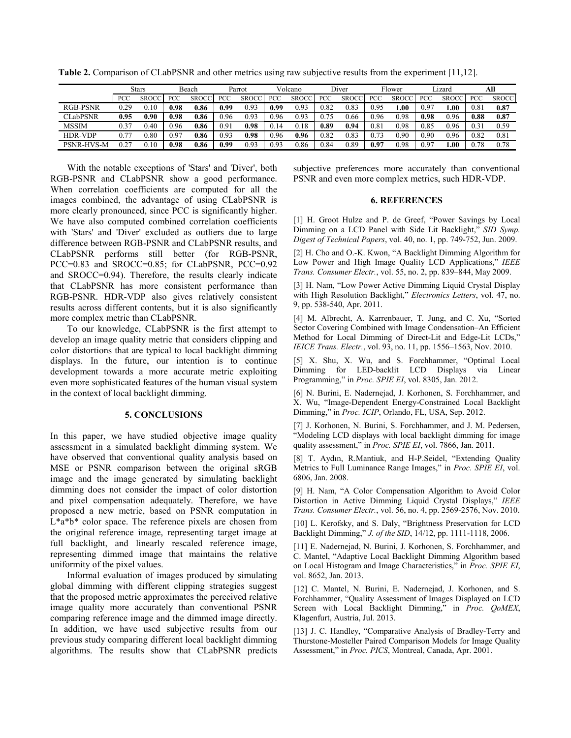**Table 2.** Comparison of CLabPSNR and other metrics using raw subjective results from the experiment [11,12].

| | Stars | | Beach | | Parrot | | Volcano | | Diver | | Flower | | Lizard | | **All** | |
|---|---|---|---|---|---|---|---|---|---|---|---|---|---|---|---|---|
| | PCC | SROCC | PCC | SROCC | PCC | SROCC | PCC | SROCC | PCC | SROCC | PCC | SROCC | PCC | SROCC | PCC | SROCC |
| RGB-PSNR | 0.29 | 0.10 | **0.98** | **0.86** | **0.99** | 0.93 | **0.99** | 0.93 | 0.82 | 0.83 | 0.95 | **1.00** | 0.97 | **1.00** | 0.81 | **0.87** |
| CLabPSNR | **0.95** | **0.90** | **0.98** | **0.86** | 0.96 | 0.93 | 0.96 | 0.93 | 0.75 | 0.66 | 0.96 | 0.98 | **0.98** | 0.96 | **0.88** | **0.87** |
| MSSIM | 0.37 | 0.40 | 0.96 | **0.86** | 0.91 | **0.98** | 0.14 | 0.18 | **0.89** | **0.94** | 0.81 | 0.98 | 0.85 | 0.96 | 0.31 | 0.59 |
| HDR-VDP | 0.77 | 0.80 | 0.97 | **0.86** | 0.93 | **0.98** | 0.96 | **0.96** | 0.82 | 0.83 | 0.73 | 0.90 | 0.90 | 0.96 | 0.82 | 0.81 |
| PSNR-HVS-M | 0.27 | 0.10 | **0.98** | **0.86** | **0.99** | 0.93 | 0.93 | 0.86 | 0.84 | 0.89 | **0.97** | 0.98 | 0.97 | **1.00** | 0.78 | 0.78 |

With the notable exceptions of 'Stars' and 'Diver', both RGB-PSNR and CLabPSNR show a good performance. When correlation coefficients are computed for all the images combined, the advantage of using CLabPSNR is more clearly pronounced, since PCC is significantly higher. We have also computed combined correlation coefficients with 'Stars' and 'Diver' excluded as outliers due to large difference between RGB-PSNR and CLabPSNR results, and CLabPSNR performs still better (for RGB-PSNR, PCC=0.83 and SROCC=0.85; for CLabPSNR, PCC=0.92 and SROCC=0.94). Therefore, the results clearly indicate that CLabPSNR has more consistent performance than RGB-PSNR. HDR-VDP also gives relatively consistent results across different contents, but it is also significantly more complex metric than CLabPSNR.

To our knowledge, CLabPSNR is the first attempt to develop an image quality metric that considers clipping and color distortions that are typical to local backlight dimming displays. In the future, our intention is to continue development towards a more accurate metric exploiting even more sophisticated features of the human visual system in the context of local backlight dimming.

## 5. CONCLUSIONS

In this paper, we have studied objective image quality assessment in a simulated backlight dimming system. We have observed that conventional quality analysis based on MSE or PSNR comparison between the original sRGB image and the image generated by simulating backlight dimming does not consider the impact of color distortion and pixel compensation adequately. Therefore, we have proposed a new metric, based on PSNR computation in L*a*b* color space. The reference pixels are chosen from the original reference image, representing target image at full backlight, and linearly rescaled reference image, representing dimmed image that maintains the relative uniformity of the pixel values.

Informal evaluation of images produced by simulating global dimming with different clipping strategies suggest that the proposed metric approximates the perceived relative image quality more accurately than conventional PSNR comparing reference image and the dimmed image directly. In addition, we have used subjective results from our previous study comparing different local backlight dimming algorithms. The results show that CLabPSNR predicts subjective preferences more accurately than conventional PSNR and even more complex metrics, such HDR-VDP.

## 6. REFERENCES

[1] H. Groot Hulze and P. de Greef, "Power Savings by Local Dimming on a LCD Panel with Side Lit Backlight," *SID Symp. Digest of Technical Papers*, vol. 40, no. 1, pp. 749-752, Jun. 2009.

[2] H. Cho and O.-K. Kwon, "A Backlight Dimming Algorithm for Low Power and High Image Quality LCD Applications," *IEEE Trans. Consumer Electr.*, vol. 55, no. 2, pp. 839–844, May 2009.

[3] H. Nam, "Low Power Active Dimming Liquid Crystal Display with High Resolution Backlight," *Electronics Letters*, vol. 47, no. 9, pp. 538-540, Apr. 2011.

[4] M. Albrecht, A. Karrenbauer, T. Jung, and C. Xu, "Sorted Sector Covering Combined with Image Condensation–An Efficient Method for Local Dimming of Direct-Lit and Edge-Lit LCDs," *IEICE Trans. Electr.*, vol. 93, no. 11, pp. 1556–1563, Nov. 2010.

[5] X. Shu, X. Wu, and S. Forchhammer, "Optimal Local Dimming for LED-backlit LCD Displays via Linear Programming," in *Proc. SPIE EI*, vol. 8305, Jan. 2012.

[6] N. Burini, E. Nadernejad, J. Korhonen, S. Forchhammer, and X. Wu, "Image-Dependent Energy-Constrained Local Backlight Dimming," in *Proc. ICIP*, Orlando, FL, USA, Sep. 2012.

[7] J. Korhonen, N. Burini, S. Forchhammer, and J. M. Pedersen, "Modeling LCD displays with local backlight dimming for image quality assessment," in *Proc. SPIE EI*, vol. 7866, Jan. 2011.

[8] T. Aydın, R.Mantiuk, and H-P.Seidel, "Extending Quality Metrics to Full Luminance Range Images," in *Proc. SPIE EI*, vol. 6806, Jan. 2008.

[9] H. Nam, "A Color Compensation Algorithm to Avoid Color Distortion in Active Dimming Liquid Crystal Displays," *IEEE Trans. Consumer Electr.*, vol. 56, no. 4, pp. 2569-2576, Nov. 2010.

[10] L. Kerofsky, and S. Daly, "Brightness Preservation for LCD Backlight Dimming," *J. of the SID*, 14/12, pp. 1111-1118, 2006.

[11] E. Nadernejad, N. Burini, J. Korhonen, S. Forchhammer, and C. Mantel, "Adaptive Local Backlight Dimming Algorithm based on Local Histogram and Image Characteristics," in *Proc. SPIE EI*, vol. 8652, Jan. 2013.

[12] C. Mantel, N. Burini, E. Nadernejad, J. Korhonen, and S. Forchhammer, "Quality Assessment of Images Displayed on LCD Screen with Local Backlight Dimming," in *Proc. QoMEX*, Klagenfurt, Austria, Jul. 2013.

[13] J. C. Handley, "Comparative Analysis of Bradley-Terry and Thurstone-Mosteller Paired Comparison Models for Image Quality Assessment," in *Proc. PICS*, Montreal, Canada, Apr. 2001.